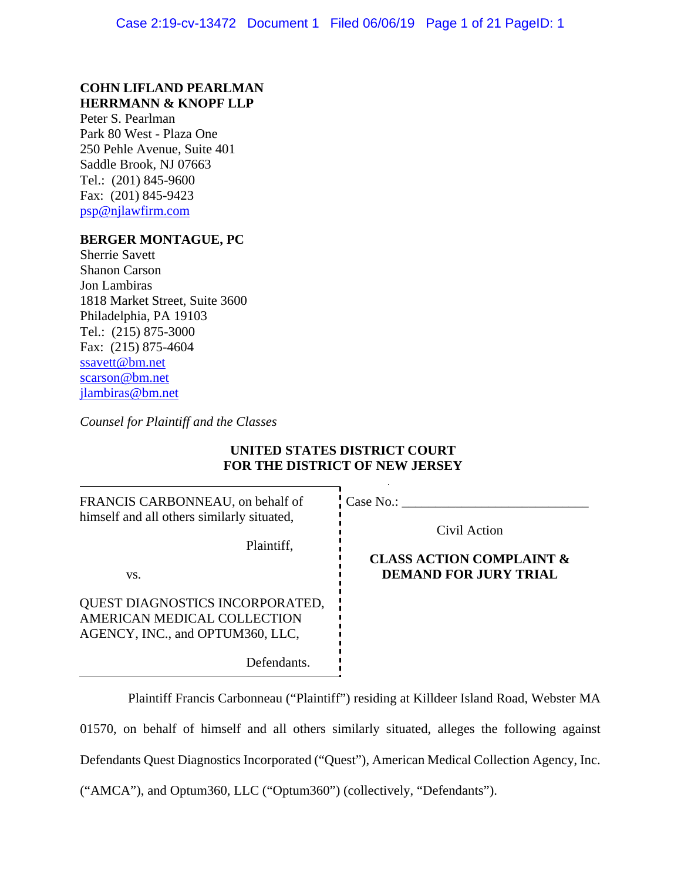**COHN LIFLAND PEARLMAN HERRMANN & KNOPF LLP**
Peter S. Pearlman
Park 80 West - Plaza One
250 Pehle Avenue, Suite 401
Saddle Brook, NJ 07663
Tel.: (201) 845-9600
Fax: (201) 845-9423
psp@njlawfirm.com

**BERGER MONTAGUE, PC**
Sherrie Savett
Shanon Carson
Jon Lambiras
1818 Market Street, Suite 3600
Philadelphia, PA 19103
Tel.: (215) 875-3000
Fax: (215) 875-4604
ssavett@bm.net
scarson@bm.net
jlambiras@bm.net

*Counsel for Plaintiff and the Classes*

**UNITED STATES DISTRICT COURT**
**FOR THE DISTRICT OF NEW JERSEY**

| | |
|---|---|
| FRANCIS CARBONNEAU, on behalf of himself and all others similarly situated,<br><br>Plaintiff,<br><br>vs.<br><br>QUEST DIAGNOSTICS INCORPORATED, AMERICAN MEDICAL COLLECTION AGENCY, INC., and OPTUM360, LLC,<br><br>Defendants. | Case No.: ____________________________<br><br>Civil Action<br><br>**CLASS ACTION COMPLAINT & DEMAND FOR JURY TRIAL** |

Plaintiff Francis Carbonneau ("Plaintiff") residing at Killdeer Island Road, Webster MA 01570, on behalf of himself and all others similarly situated, alleges the following against Defendants Quest Diagnostics Incorporated ("Quest"), American Medical Collection Agency, Inc. ("AMCA"), and Optum360, LLC ("Optum360") (collectively, "Defendants").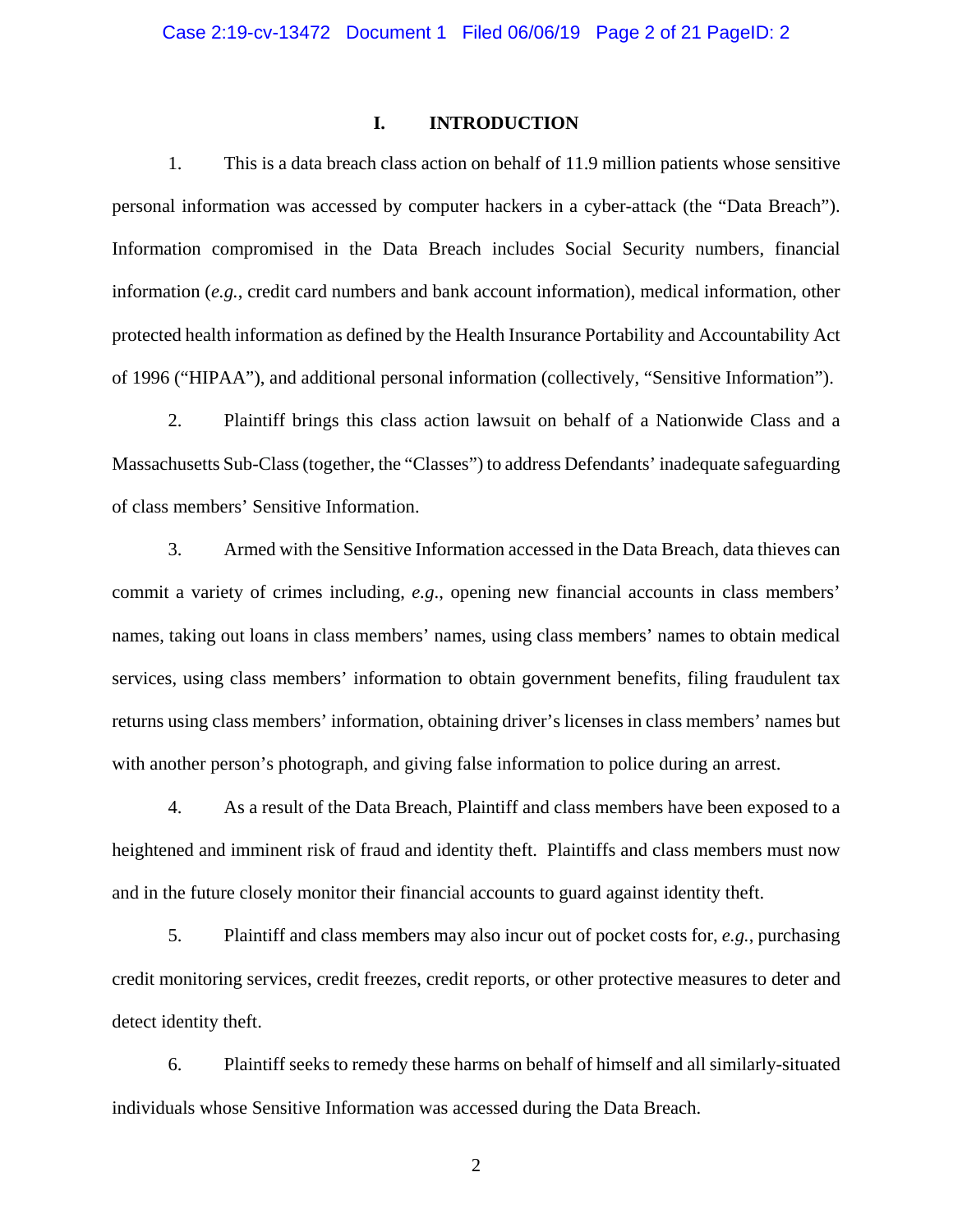# I. INTRODUCTION

1. This is a data breach class action on behalf of 11.9 million patients whose sensitive personal information was accessed by computer hackers in a cyber-attack (the "Data Breach"). Information compromised in the Data Breach includes Social Security numbers, financial information (*e.g.*, credit card numbers and bank account information), medical information, other protected health information as defined by the Health Insurance Portability and Accountability Act of 1996 ("HIPAA"), and additional personal information (collectively, "Sensitive Information").

2. Plaintiff brings this class action lawsuit on behalf of a Nationwide Class and a Massachusetts Sub-Class (together, the "Classes") to address Defendants' inadequate safeguarding of class members' Sensitive Information.

3. Armed with the Sensitive Information accessed in the Data Breach, data thieves can commit a variety of crimes including, *e.g*., opening new financial accounts in class members' names, taking out loans in class members' names, using class members' names to obtain medical services, using class members' information to obtain government benefits, filing fraudulent tax returns using class members' information, obtaining driver's licenses in class members' names but with another person's photograph, and giving false information to police during an arrest.

4. As a result of the Data Breach, Plaintiff and class members have been exposed to a heightened and imminent risk of fraud and identity theft. Plaintiffs and class members must now and in the future closely monitor their financial accounts to guard against identity theft.

5. Plaintiff and class members may also incur out of pocket costs for, *e.g.*, purchasing credit monitoring services, credit freezes, credit reports, or other protective measures to deter and detect identity theft.

6. Plaintiff seeks to remedy these harms on behalf of himself and all similarly-situated individuals whose Sensitive Information was accessed during the Data Breach.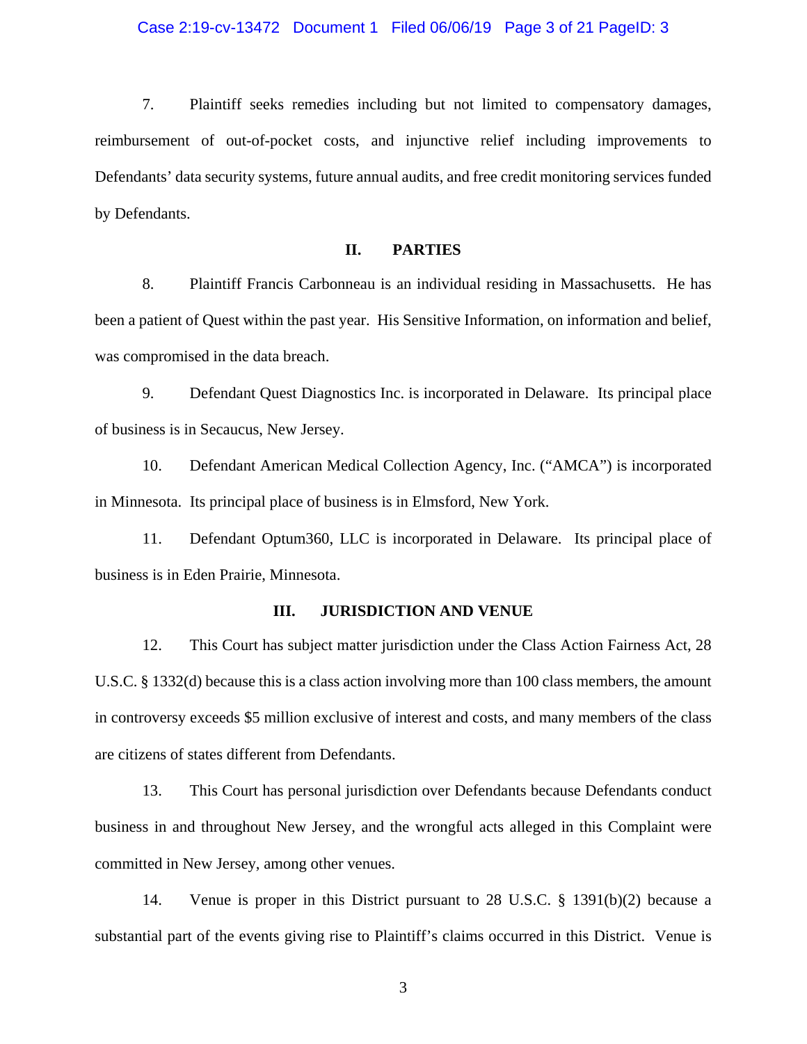7. Plaintiff seeks remedies including but not limited to compensatory damages, reimbursement of out-of-pocket costs, and injunctive relief including improvements to Defendants' data security systems, future annual audits, and free credit monitoring services funded by Defendants.

## II. PARTIES

8. Plaintiff Francis Carbonneau is an individual residing in Massachusetts. He has been a patient of Quest within the past year. His Sensitive Information, on information and belief, was compromised in the data breach.

9. Defendant Quest Diagnostics Inc. is incorporated in Delaware. Its principal place of business is in Secaucus, New Jersey.

10. Defendant American Medical Collection Agency, Inc. ("AMCA") is incorporated in Minnesota. Its principal place of business is in Elmsford, New York.

11. Defendant Optum360, LLC is incorporated in Delaware. Its principal place of business is in Eden Prairie, Minnesota.

## III. JURISDICTION AND VENUE

12. This Court has subject matter jurisdiction under the Class Action Fairness Act, 28 U.S.C. § 1332(d) because this is a class action involving more than 100 class members, the amount in controversy exceeds $5 million exclusive of interest and costs, and many members of the class are citizens of states different from Defendants.

13. This Court has personal jurisdiction over Defendants because Defendants conduct business in and throughout New Jersey, and the wrongful acts alleged in this Complaint were committed in New Jersey, among other venues.

14. Venue is proper in this District pursuant to 28 U.S.C. § 1391(b)(2) because a substantial part of the events giving rise to Plaintiff's claims occurred in this District. Venue is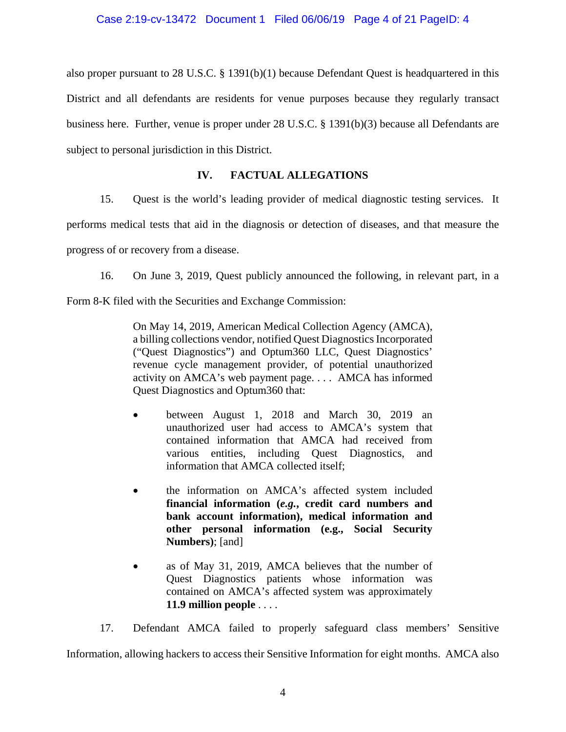also proper pursuant to 28 U.S.C. § 1391(b)(1) because Defendant Quest is headquartered in this District and all defendants are residents for venue purposes because they regularly transact business here. Further, venue is proper under 28 U.S.C. § 1391(b)(3) because all Defendants are subject to personal jurisdiction in this District.

## IV. FACTUAL ALLEGATIONS

15. Quest is the world's leading provider of medical diagnostic testing services. It performs medical tests that aid in the diagnosis or detection of diseases, and that measure the progress of or recovery from a disease.

16. On June 3, 2019, Quest publicly announced the following, in relevant part, in a Form 8-K filed with the Securities and Exchange Commission:

> On May 14, 2019, American Medical Collection Agency (AMCA), a billing collections vendor, notified Quest Diagnostics Incorporated ("Quest Diagnostics") and Optum360 LLC, Quest Diagnostics' revenue cycle management provider, of potential unauthorized activity on AMCA's web payment page. . . . AMCA has informed Quest Diagnostics and Optum360 that:
>
> - between August 1, 2018 and March 30, 2019 an unauthorized user had access to AMCA's system that contained information that AMCA had received from various entities, including Quest Diagnostics, and information that AMCA collected itself;
>
> - the information on AMCA's affected system included **financial information (*e.g.*, credit card numbers and bank account information), medical information and other personal information (e.g., Social Security Numbers)**; [and]
>
> - as of May 31, 2019, AMCA believes that the number of Quest Diagnostics patients whose information was contained on AMCA's affected system was approximately **11.9 million people** . . . .

17. Defendant AMCA failed to properly safeguard class members' Sensitive Information, allowing hackers to access their Sensitive Information for eight months. AMCA also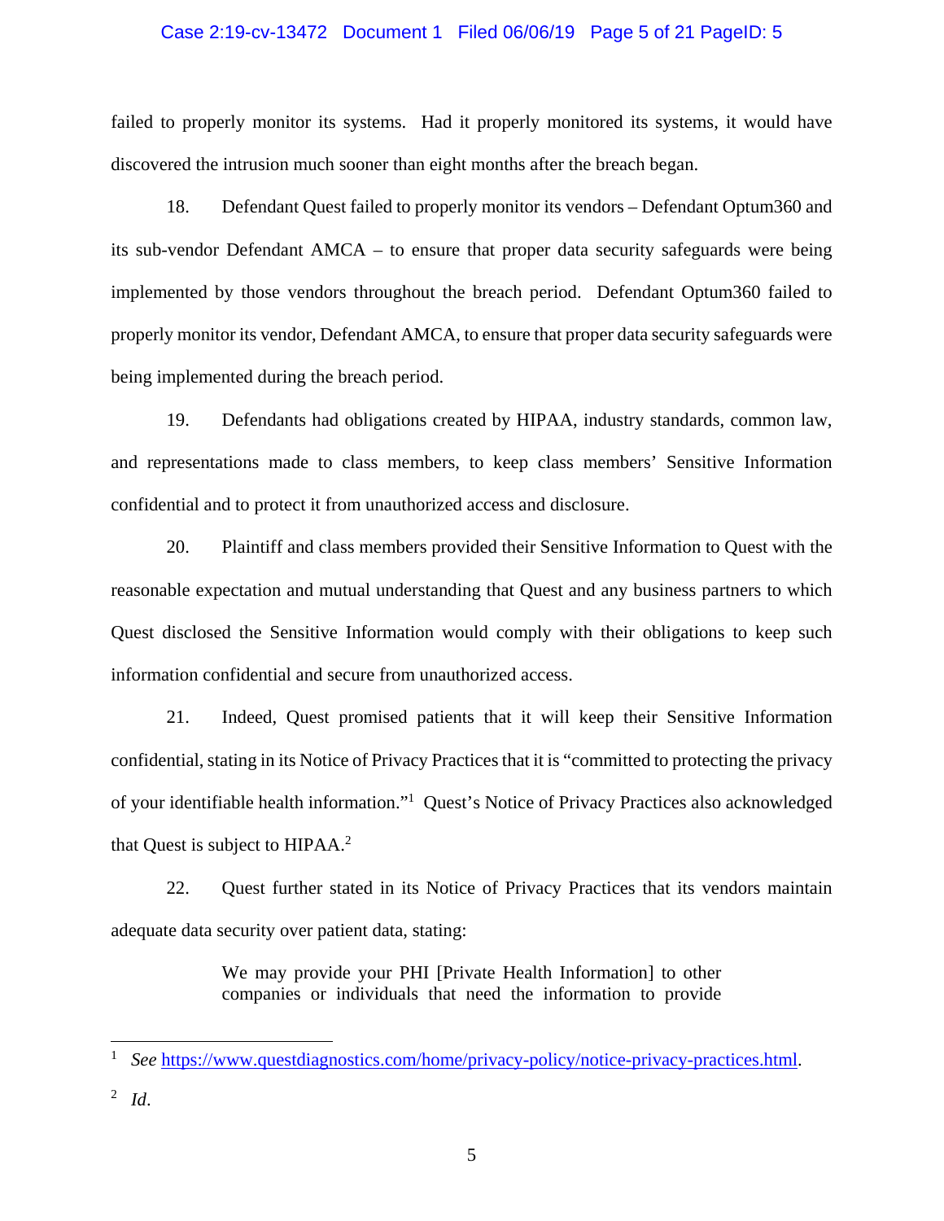failed to properly monitor its systems. Had it properly monitored its systems, it would have discovered the intrusion much sooner than eight months after the breach began.

18. Defendant Quest failed to properly monitor its vendors – Defendant Optum360 and its sub-vendor Defendant AMCA – to ensure that proper data security safeguards were being implemented by those vendors throughout the breach period. Defendant Optum360 failed to properly monitor its vendor, Defendant AMCA, to ensure that proper data security safeguards were being implemented during the breach period.

19. Defendants had obligations created by HIPAA, industry standards, common law, and representations made to class members, to keep class members' Sensitive Information confidential and to protect it from unauthorized access and disclosure.

20. Plaintiff and class members provided their Sensitive Information to Quest with the reasonable expectation and mutual understanding that Quest and any business partners to which Quest disclosed the Sensitive Information would comply with their obligations to keep such information confidential and secure from unauthorized access.

21. Indeed, Quest promised patients that it will keep their Sensitive Information confidential, stating in its Notice of Privacy Practices that it is "committed to protecting the privacy of your identifiable health information."[1] Quest's Notice of Privacy Practices also acknowledged that Quest is subject to HIPAA.[2]

22. Quest further stated in its Notice of Privacy Practices that its vendors maintain adequate data security over patient data, stating:

> We may provide your PHI [Private Health Information] to other companies or individuals that need the information to provide

---

[1] *See* https://www.questdiagnostics.com/home/privacy-policy/notice-privacy-practices.html.

[2] *Id*.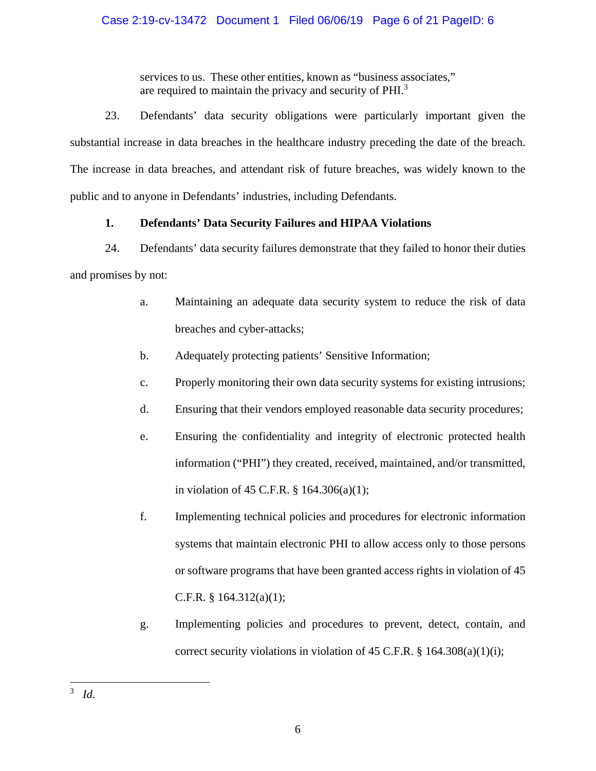services to us. These other entities, known as "business associates," are required to maintain the privacy and security of PHI.[3]

23. Defendants' data security obligations were particularly important given the substantial increase in data breaches in the healthcare industry preceding the date of the breach. The increase in data breaches, and attendant risk of future breaches, was widely known to the public and to anyone in Defendants' industries, including Defendants.

**1. Defendants' Data Security Failures and HIPAA Violations**

24. Defendants' data security failures demonstrate that they failed to honor their duties and promises by not:

a. Maintaining an adequate data security system to reduce the risk of data breaches and cyber-attacks;

b. Adequately protecting patients' Sensitive Information;

c. Properly monitoring their own data security systems for existing intrusions;

d. Ensuring that their vendors employed reasonable data security procedures;

e. Ensuring the confidentiality and integrity of electronic protected health information ("PHI") they created, received, maintained, and/or transmitted, in violation of 45 C.F.R. § 164.306(a)(1);

f. Implementing technical policies and procedures for electronic information systems that maintain electronic PHI to allow access only to those persons or software programs that have been granted access rights in violation of 45 C.F.R. § 164.312(a)(1);

g. Implementing policies and procedures to prevent, detect, contain, and correct security violations in violation of 45 C.F.R. § 164.308(a)(1)(i);

---

[3] *Id*.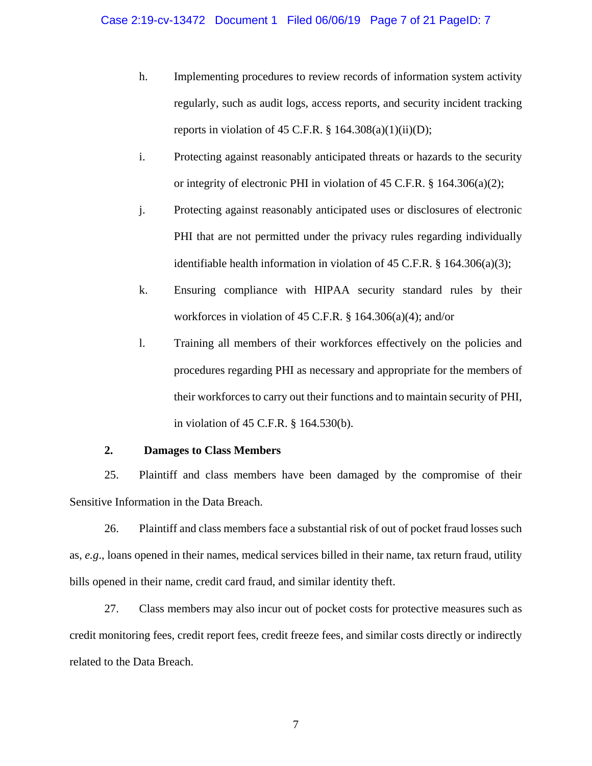h. Implementing procedures to review records of information system activity regularly, such as audit logs, access reports, and security incident tracking reports in violation of 45 C.F.R. § 164.308(a)(1)(ii)(D);

i. Protecting against reasonably anticipated threats or hazards to the security or integrity of electronic PHI in violation of 45 C.F.R. § 164.306(a)(2);

j. Protecting against reasonably anticipated uses or disclosures of electronic PHI that are not permitted under the privacy rules regarding individually identifiable health information in violation of 45 C.F.R. § 164.306(a)(3);

k. Ensuring compliance with HIPAA security standard rules by their workforces in violation of 45 C.F.R. § 164.306(a)(4); and/or

l. Training all members of their workforces effectively on the policies and procedures regarding PHI as necessary and appropriate for the members of their workforces to carry out their functions and to maintain security of PHI, in violation of 45 C.F.R. § 164.530(b).

**2. Damages to Class Members**

25. Plaintiff and class members have been damaged by the compromise of their Sensitive Information in the Data Breach.

26. Plaintiff and class members face a substantial risk of out of pocket fraud losses such as, *e.g*., loans opened in their names, medical services billed in their name, tax return fraud, utility bills opened in their name, credit card fraud, and similar identity theft.

27. Class members may also incur out of pocket costs for protective measures such as credit monitoring fees, credit report fees, credit freeze fees, and similar costs directly or indirectly related to the Data Breach.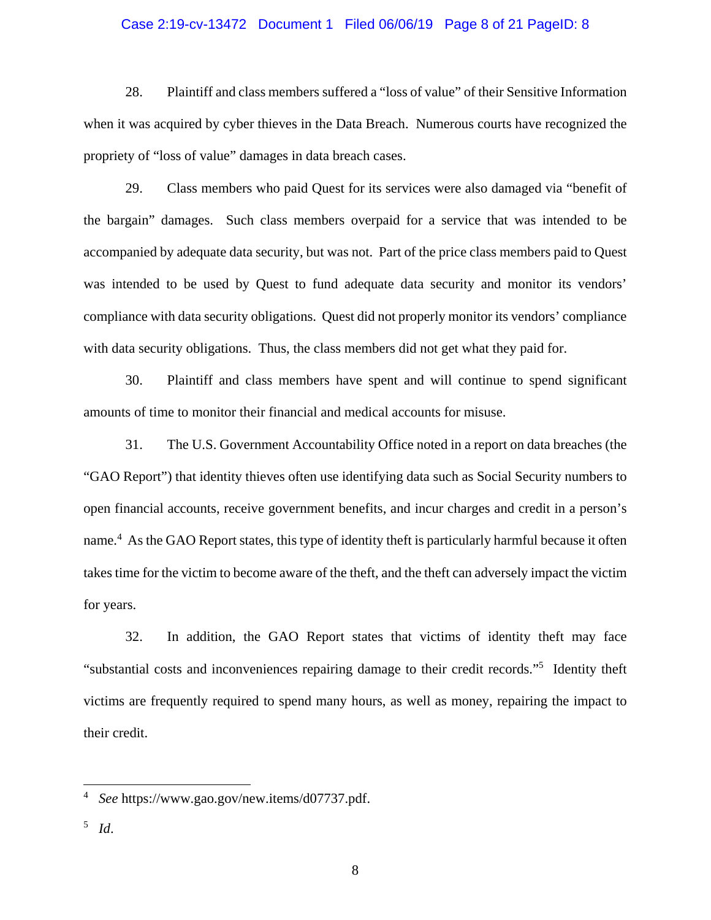28. Plaintiff and class members suffered a "loss of value" of their Sensitive Information when it was acquired by cyber thieves in the Data Breach. Numerous courts have recognized the propriety of "loss of value" damages in data breach cases.

29. Class members who paid Quest for its services were also damaged via "benefit of the bargain" damages. Such class members overpaid for a service that was intended to be accompanied by adequate data security, but was not. Part of the price class members paid to Quest was intended to be used by Quest to fund adequate data security and monitor its vendors' compliance with data security obligations. Quest did not properly monitor its vendors' compliance with data security obligations. Thus, the class members did not get what they paid for.

30. Plaintiff and class members have spent and will continue to spend significant amounts of time to monitor their financial and medical accounts for misuse.

31. The U.S. Government Accountability Office noted in a report on data breaches (the "GAO Report") that identity thieves often use identifying data such as Social Security numbers to open financial accounts, receive government benefits, and incur charges and credit in a person's name.[4] As the GAO Report states, this type of identity theft is particularly harmful because it often takes time for the victim to become aware of the theft, and the theft can adversely impact the victim for years.

32. In addition, the GAO Report states that victims of identity theft may face "substantial costs and inconveniences repairing damage to their credit records."[5] Identity theft victims are frequently required to spend many hours, as well as money, repairing the impact to their credit.

---

[4] *See* https://www.gao.gov/new.items/d07737.pdf.

[5] *Id*.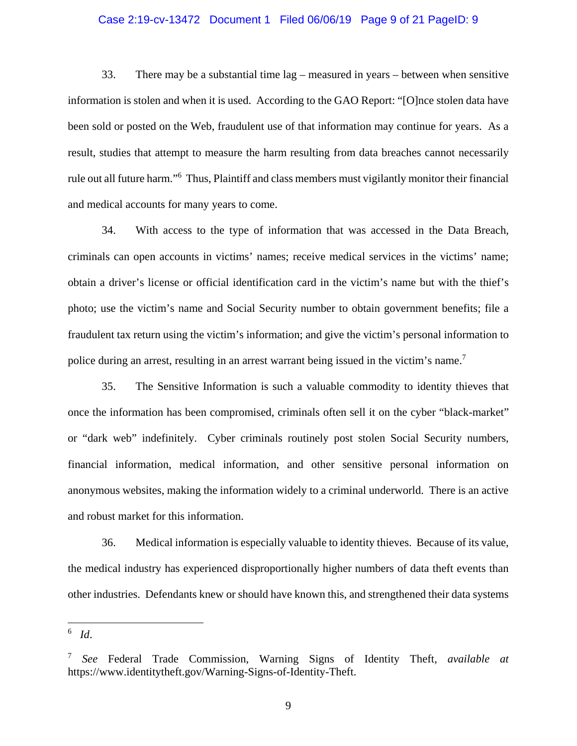33. There may be a substantial time lag – measured in years – between when sensitive information is stolen and when it is used. According to the GAO Report: "[O]nce stolen data have been sold or posted on the Web, fraudulent use of that information may continue for years. As a result, studies that attempt to measure the harm resulting from data breaches cannot necessarily rule out all future harm."[6] Thus, Plaintiff and class members must vigilantly monitor their financial and medical accounts for many years to come.

34. With access to the type of information that was accessed in the Data Breach, criminals can open accounts in victims' names; receive medical services in the victims' name; obtain a driver's license or official identification card in the victim's name but with the thief's photo; use the victim's name and Social Security number to obtain government benefits; file a fraudulent tax return using the victim's information; and give the victim's personal information to police during an arrest, resulting in an arrest warrant being issued in the victim's name.[7]

35. The Sensitive Information is such a valuable commodity to identity thieves that once the information has been compromised, criminals often sell it on the cyber "black-market" or "dark web" indefinitely. Cyber criminals routinely post stolen Social Security numbers, financial information, medical information, and other sensitive personal information on anonymous websites, making the information widely to a criminal underworld. There is an active and robust market for this information.

36. Medical information is especially valuable to identity thieves. Because of its value, the medical industry has experienced disproportionally higher numbers of data theft events than other industries. Defendants knew or should have known this, and strengthened their data systems

---

[6] *Id*.

[7] *See* Federal Trade Commission, Warning Signs of Identity Theft, *available at* https://www.identitytheft.gov/Warning-Signs-of-Identity-Theft.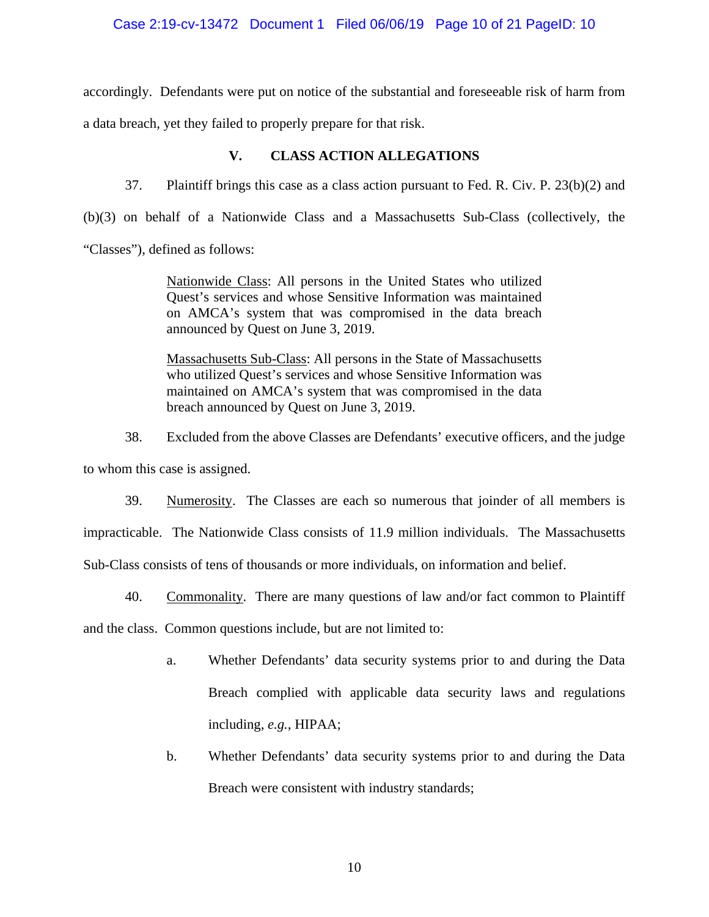accordingly. Defendants were put on notice of the substantial and foreseeable risk of harm from a data breach, yet they failed to properly prepare for that risk.

## V. CLASS ACTION ALLEGATIONS

37. Plaintiff brings this case as a class action pursuant to Fed. R. Civ. P. 23(b)(2) and (b)(3) on behalf of a Nationwide Class and a Massachusetts Sub-Class (collectively, the "Classes"), defined as follows:

> Nationwide Class: All persons in the United States who utilized Quest's services and whose Sensitive Information was maintained on AMCA's system that was compromised in the data breach announced by Quest on June 3, 2019.
>
> Massachusetts Sub-Class: All persons in the State of Massachusetts who utilized Quest's services and whose Sensitive Information was maintained on AMCA's system that was compromised in the data breach announced by Quest on June 3, 2019.

38. Excluded from the above Classes are Defendants' executive officers, and the judge to whom this case is assigned.

39. Numerosity. The Classes are each so numerous that joinder of all members is impracticable. The Nationwide Class consists of 11.9 million individuals. The Massachusetts Sub-Class consists of tens of thousands or more individuals, on information and belief.

40. Commonality. There are many questions of law and/or fact common to Plaintiff and the class. Common questions include, but are not limited to:

a. Whether Defendants' data security systems prior to and during the Data Breach complied with applicable data security laws and regulations including, *e.g.*, HIPAA;

b. Whether Defendants' data security systems prior to and during the Data Breach were consistent with industry standards;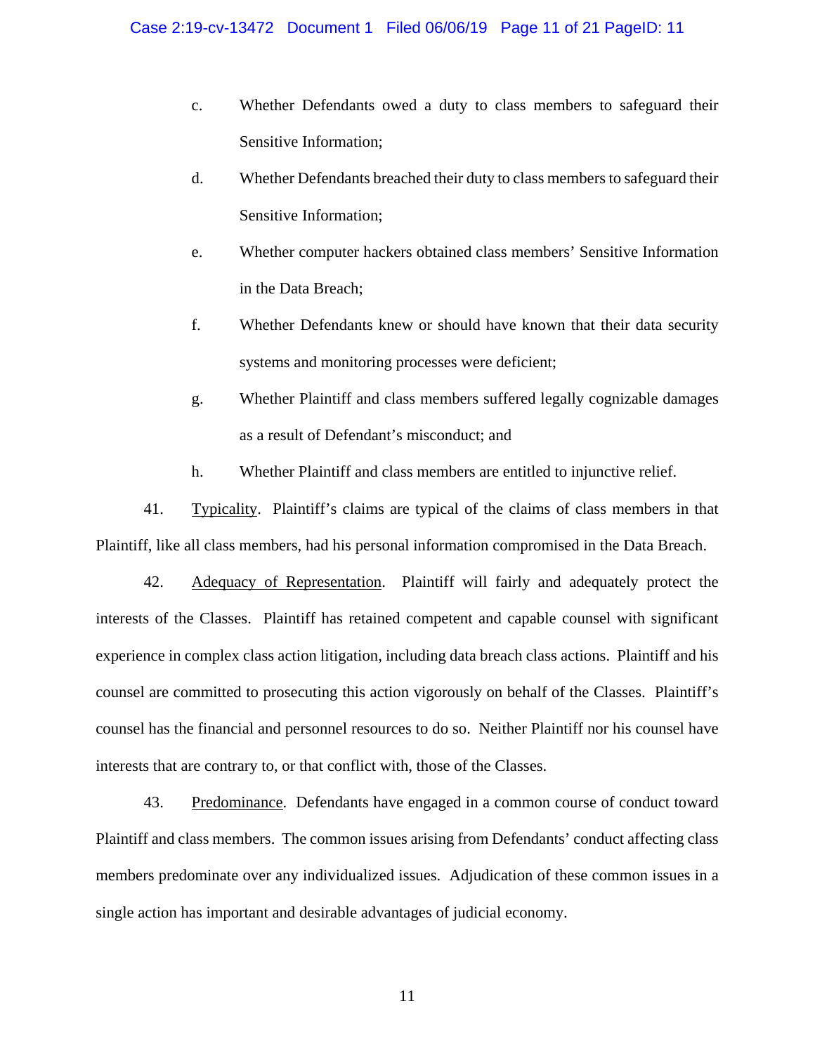c. Whether Defendants owed a duty to class members to safeguard their Sensitive Information;

d. Whether Defendants breached their duty to class members to safeguard their Sensitive Information;

e. Whether computer hackers obtained class members' Sensitive Information in the Data Breach;

f. Whether Defendants knew or should have known that their data security systems and monitoring processes were deficient;

g. Whether Plaintiff and class members suffered legally cognizable damages as a result of Defendant's misconduct; and

h. Whether Plaintiff and class members are entitled to injunctive relief.

41. Typicality. Plaintiff's claims are typical of the claims of class members in that Plaintiff, like all class members, had his personal information compromised in the Data Breach.

42. Adequacy of Representation. Plaintiff will fairly and adequately protect the interests of the Classes. Plaintiff has retained competent and capable counsel with significant experience in complex class action litigation, including data breach class actions. Plaintiff and his counsel are committed to prosecuting this action vigorously on behalf of the Classes. Plaintiff's counsel has the financial and personnel resources to do so. Neither Plaintiff nor his counsel have interests that are contrary to, or that conflict with, those of the Classes.

43. Predominance. Defendants have engaged in a common course of conduct toward Plaintiff and class members. The common issues arising from Defendants' conduct affecting class members predominate over any individualized issues. Adjudication of these common issues in a single action has important and desirable advantages of judicial economy.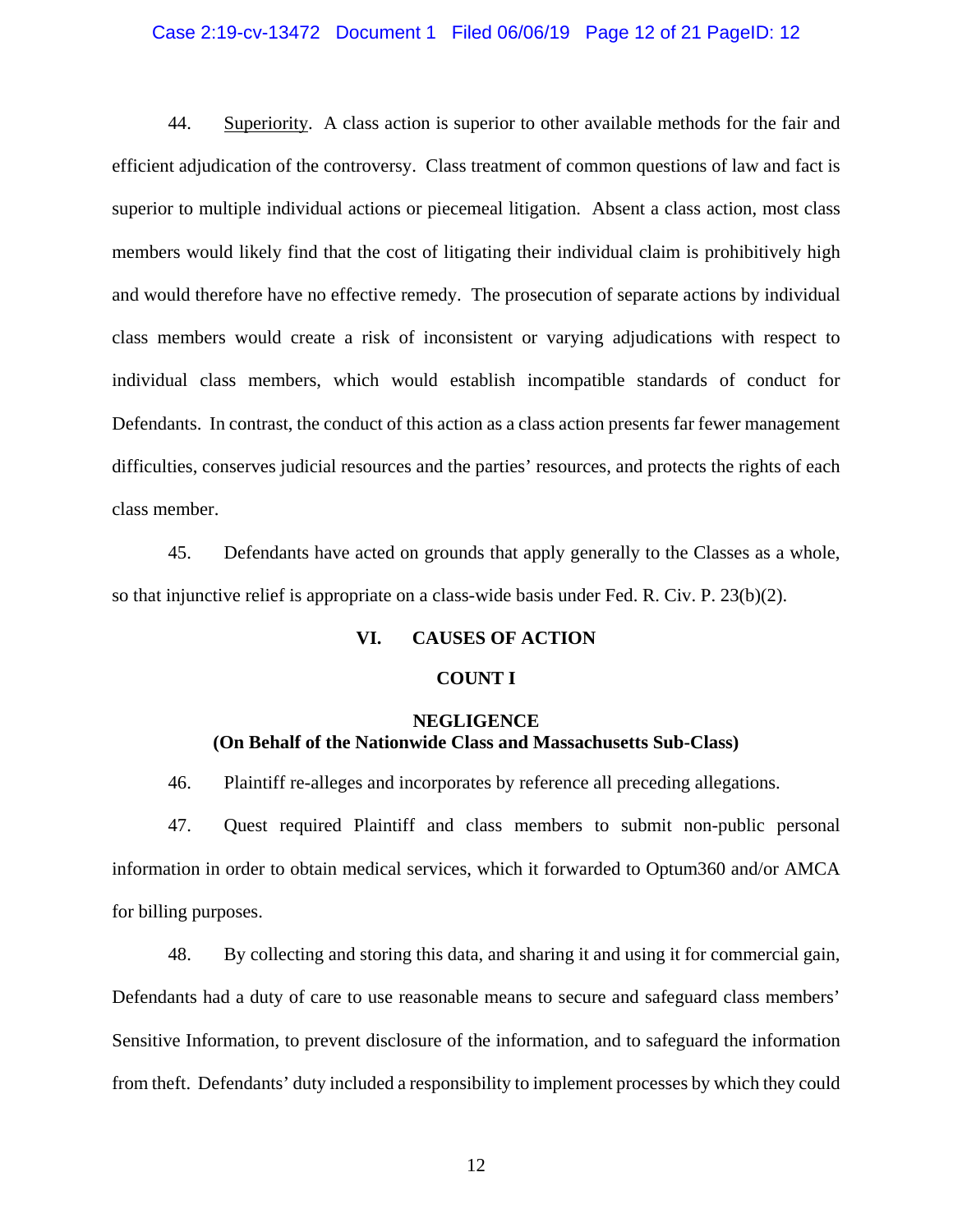44. Superiority. A class action is superior to other available methods for the fair and efficient adjudication of the controversy. Class treatment of common questions of law and fact is superior to multiple individual actions or piecemeal litigation. Absent a class action, most class members would likely find that the cost of litigating their individual claim is prohibitively high and would therefore have no effective remedy. The prosecution of separate actions by individual class members would create a risk of inconsistent or varying adjudications with respect to individual class members, which would establish incompatible standards of conduct for Defendants. In contrast, the conduct of this action as a class action presents far fewer management difficulties, conserves judicial resources and the parties' resources, and protects the rights of each class member.

45. Defendants have acted on grounds that apply generally to the Classes as a whole, so that injunctive relief is appropriate on a class-wide basis under Fed. R. Civ. P. 23(b)(2).

## VI. CAUSES OF ACTION

### COUNT I

### NEGLIGENCE
**(On Behalf of the Nationwide Class and Massachusetts Sub-Class)**

46. Plaintiff re-alleges and incorporates by reference all preceding allegations.

47. Quest required Plaintiff and class members to submit non-public personal information in order to obtain medical services, which it forwarded to Optum360 and/or AMCA for billing purposes.

48. By collecting and storing this data, and sharing it and using it for commercial gain, Defendants had a duty of care to use reasonable means to secure and safeguard class members' Sensitive Information, to prevent disclosure of the information, and to safeguard the information from theft. Defendants' duty included a responsibility to implement processes by which they could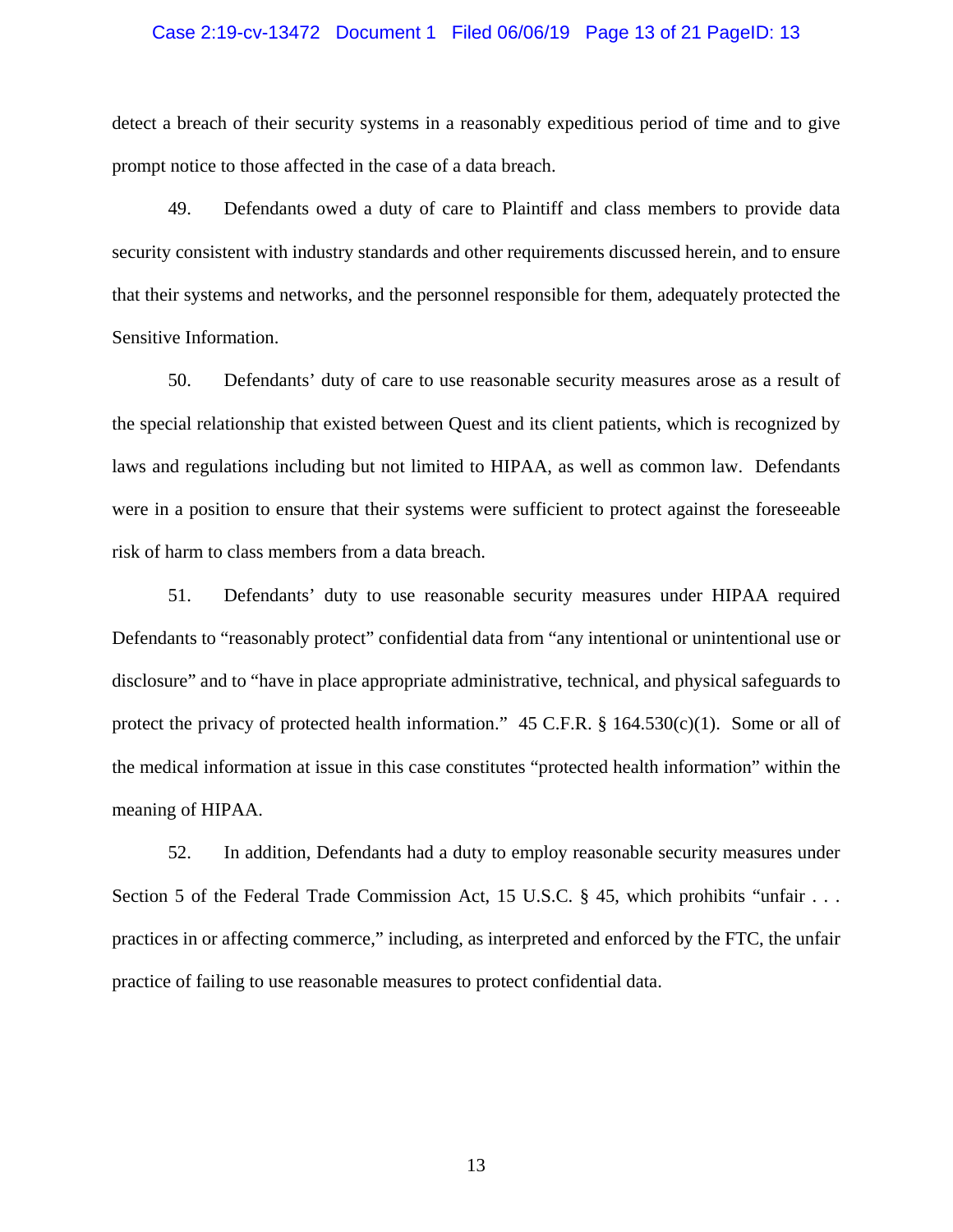detect a breach of their security systems in a reasonably expeditious period of time and to give prompt notice to those affected in the case of a data breach.

49. Defendants owed a duty of care to Plaintiff and class members to provide data security consistent with industry standards and other requirements discussed herein, and to ensure that their systems and networks, and the personnel responsible for them, adequately protected the Sensitive Information.

50. Defendants' duty of care to use reasonable security measures arose as a result of the special relationship that existed between Quest and its client patients, which is recognized by laws and regulations including but not limited to HIPAA, as well as common law. Defendants were in a position to ensure that their systems were sufficient to protect against the foreseeable risk of harm to class members from a data breach.

51. Defendants' duty to use reasonable security measures under HIPAA required Defendants to "reasonably protect" confidential data from "any intentional or unintentional use or disclosure" and to "have in place appropriate administrative, technical, and physical safeguards to protect the privacy of protected health information." 45 C.F.R. § 164.530(c)(1). Some or all of the medical information at issue in this case constitutes "protected health information" within the meaning of HIPAA.

52. In addition, Defendants had a duty to employ reasonable security measures under Section 5 of the Federal Trade Commission Act, 15 U.S.C. § 45, which prohibits "unfair . . . practices in or affecting commerce," including, as interpreted and enforced by the FTC, the unfair practice of failing to use reasonable measures to protect confidential data.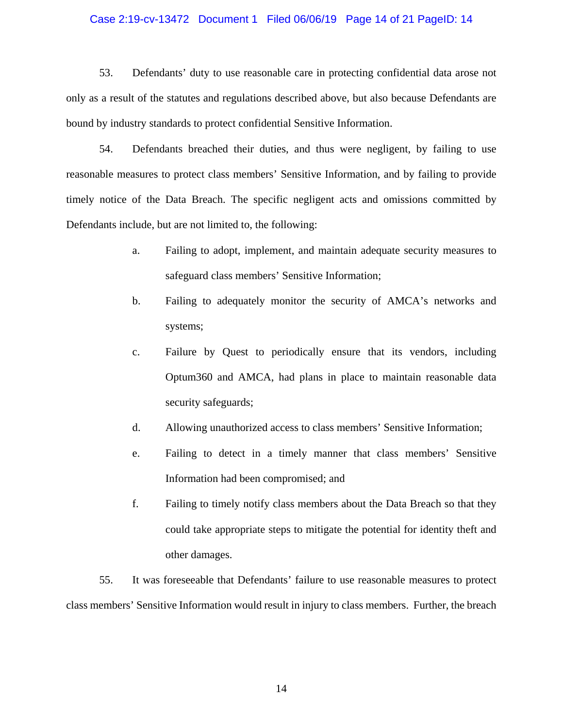53. Defendants' duty to use reasonable care in protecting confidential data arose not only as a result of the statutes and regulations described above, but also because Defendants are bound by industry standards to protect confidential Sensitive Information.

54. Defendants breached their duties, and thus were negligent, by failing to use reasonable measures to protect class members' Sensitive Information, and by failing to provide timely notice of the Data Breach. The specific negligent acts and omissions committed by Defendants include, but are not limited to, the following:

a. Failing to adopt, implement, and maintain adequate security measures to safeguard class members' Sensitive Information;

b. Failing to adequately monitor the security of AMCA's networks and systems;

c. Failure by Quest to periodically ensure that its vendors, including Optum360 and AMCA, had plans in place to maintain reasonable data security safeguards;

d. Allowing unauthorized access to class members' Sensitive Information;

e. Failing to detect in a timely manner that class members' Sensitive Information had been compromised; and

f. Failing to timely notify class members about the Data Breach so that they could take appropriate steps to mitigate the potential for identity theft and other damages.

55. It was foreseeable that Defendants' failure to use reasonable measures to protect class members' Sensitive Information would result in injury to class members. Further, the breach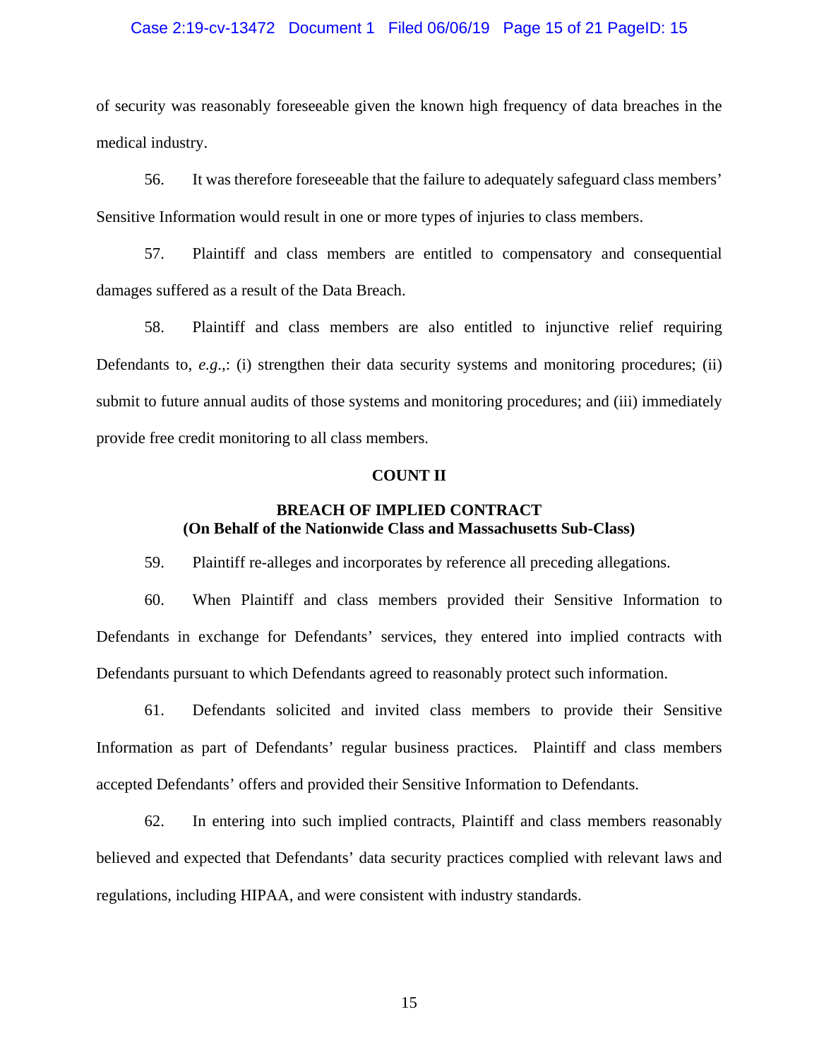of security was reasonably foreseeable given the known high frequency of data breaches in the medical industry.

56. It was therefore foreseeable that the failure to adequately safeguard class members' Sensitive Information would result in one or more types of injuries to class members.

57. Plaintiff and class members are entitled to compensatory and consequential damages suffered as a result of the Data Breach.

58. Plaintiff and class members are also entitled to injunctive relief requiring Defendants to, *e.g*.,: (i) strengthen their data security systems and monitoring procedures; (ii) submit to future annual audits of those systems and monitoring procedures; and (iii) immediately provide free credit monitoring to all class members.

**COUNT II**

**BREACH OF IMPLIED CONTRACT**
**(On Behalf of the Nationwide Class and Massachusetts Sub-Class)**

59. Plaintiff re-alleges and incorporates by reference all preceding allegations.

60. When Plaintiff and class members provided their Sensitive Information to Defendants in exchange for Defendants' services, they entered into implied contracts with Defendants pursuant to which Defendants agreed to reasonably protect such information.

61. Defendants solicited and invited class members to provide their Sensitive Information as part of Defendants' regular business practices. Plaintiff and class members accepted Defendants' offers and provided their Sensitive Information to Defendants.

62. In entering into such implied contracts, Plaintiff and class members reasonably believed and expected that Defendants' data security practices complied with relevant laws and regulations, including HIPAA, and were consistent with industry standards.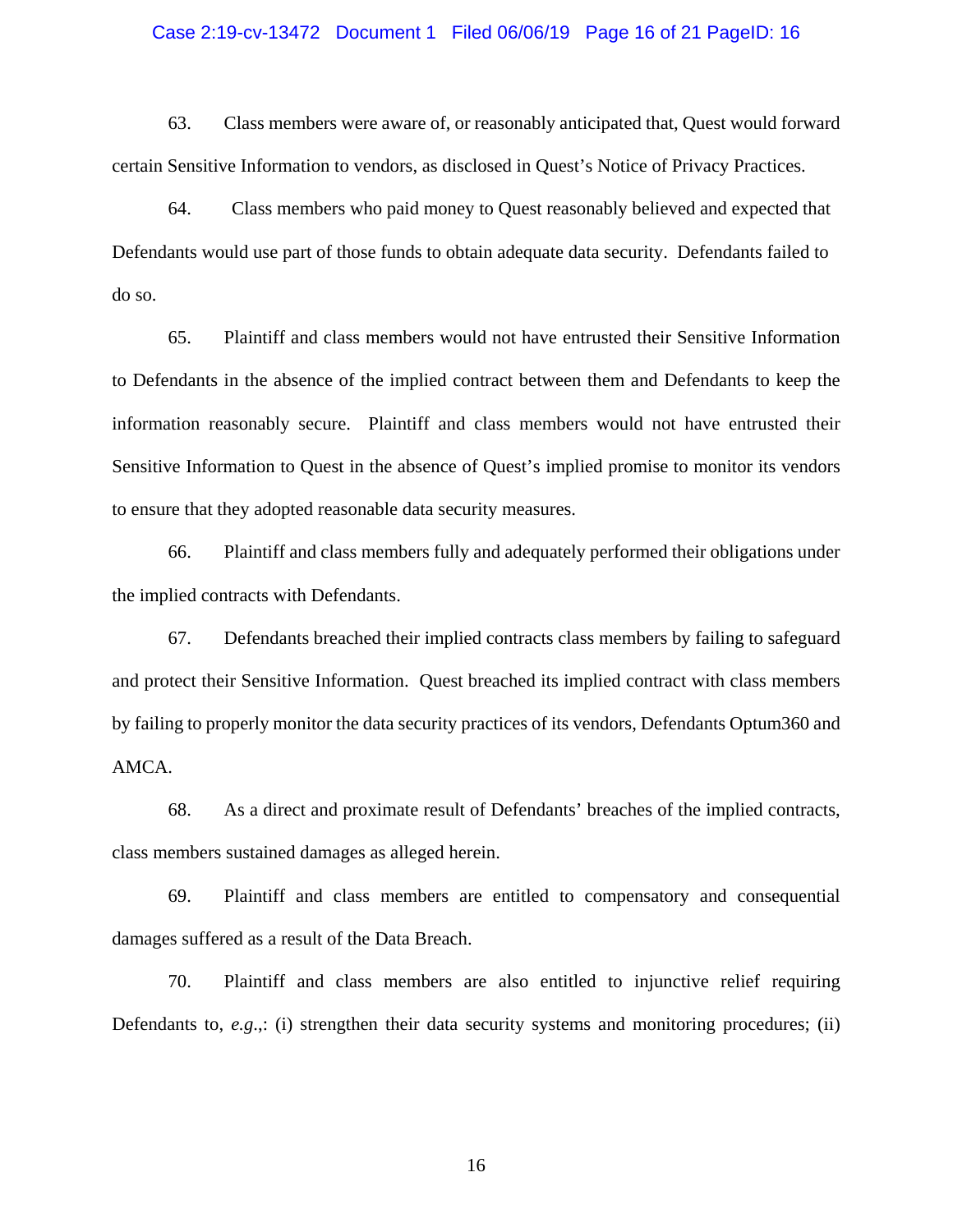63. Class members were aware of, or reasonably anticipated that, Quest would forward certain Sensitive Information to vendors, as disclosed in Quest's Notice of Privacy Practices.

64. Class members who paid money to Quest reasonably believed and expected that Defendants would use part of those funds to obtain adequate data security. Defendants failed to do so.

65. Plaintiff and class members would not have entrusted their Sensitive Information to Defendants in the absence of the implied contract between them and Defendants to keep the information reasonably secure. Plaintiff and class members would not have entrusted their Sensitive Information to Quest in the absence of Quest's implied promise to monitor its vendors to ensure that they adopted reasonable data security measures.

66. Plaintiff and class members fully and adequately performed their obligations under the implied contracts with Defendants.

67. Defendants breached their implied contracts class members by failing to safeguard and protect their Sensitive Information. Quest breached its implied contract with class members by failing to properly monitor the data security practices of its vendors, Defendants Optum360 and AMCA.

68. As a direct and proximate result of Defendants' breaches of the implied contracts, class members sustained damages as alleged herein.

69. Plaintiff and class members are entitled to compensatory and consequential damages suffered as a result of the Data Breach.

70. Plaintiff and class members are also entitled to injunctive relief requiring Defendants to, *e.g.*,: (i) strengthen their data security systems and monitoring procedures; (ii)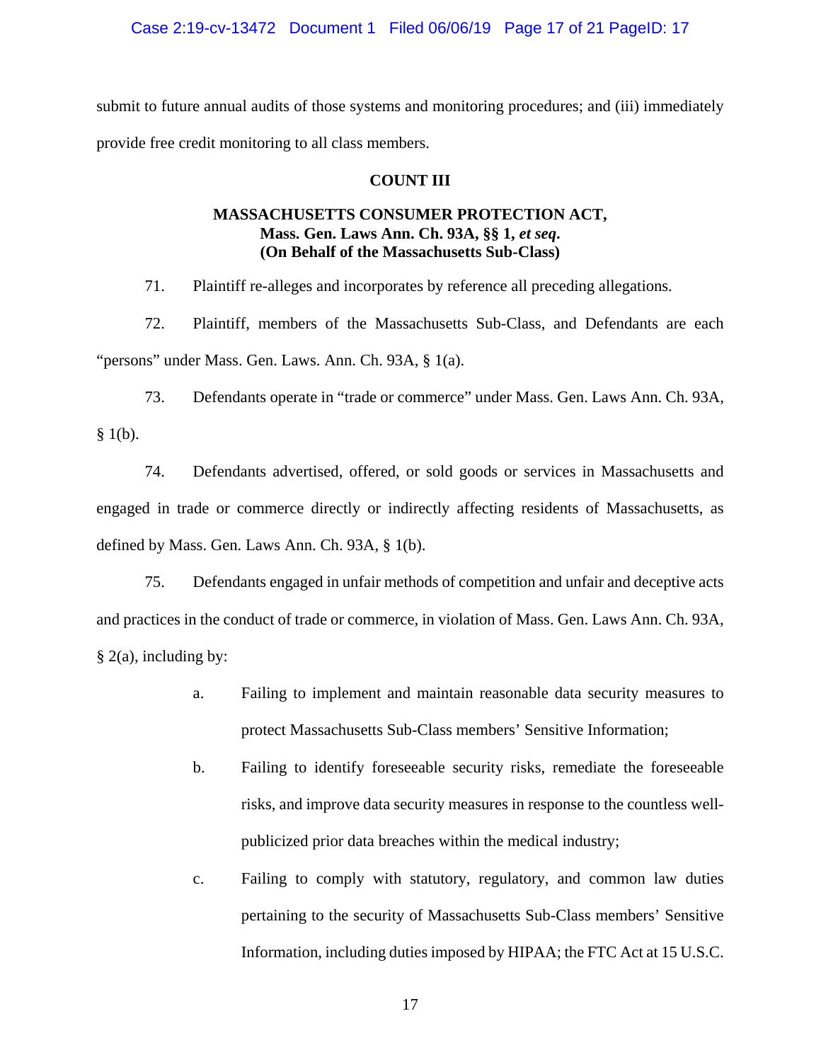submit to future annual audits of those systems and monitoring procedures; and (iii) immediately provide free credit monitoring to all class members.

## COUNT III

### MASSACHUSETTS CONSUMER PROTECTION ACT, Mass. Gen. Laws Ann. Ch. 93A, §§ 1, *et seq.* (On Behalf of the Massachusetts Sub-Class)

71. Plaintiff re-alleges and incorporates by reference all preceding allegations.

72. Plaintiff, members of the Massachusetts Sub-Class, and Defendants are each "persons" under Mass. Gen. Laws. Ann. Ch. 93A, § 1(a).

73. Defendants operate in "trade or commerce" under Mass. Gen. Laws Ann. Ch. 93A, § 1(b).

74. Defendants advertised, offered, or sold goods or services in Massachusetts and engaged in trade or commerce directly or indirectly affecting residents of Massachusetts, as defined by Mass. Gen. Laws Ann. Ch. 93A, § 1(b).

75. Defendants engaged in unfair methods of competition and unfair and deceptive acts and practices in the conduct of trade or commerce, in violation of Mass. Gen. Laws Ann. Ch. 93A, § 2(a), including by:

a. Failing to implement and maintain reasonable data security measures to protect Massachusetts Sub-Class members' Sensitive Information;

b. Failing to identify foreseeable security risks, remediate the foreseeable risks, and improve data security measures in response to the countless well-publicized prior data breaches within the medical industry;

c. Failing to comply with statutory, regulatory, and common law duties pertaining to the security of Massachusetts Sub-Class members' Sensitive Information, including duties imposed by HIPAA; the FTC Act at 15 U.S.C.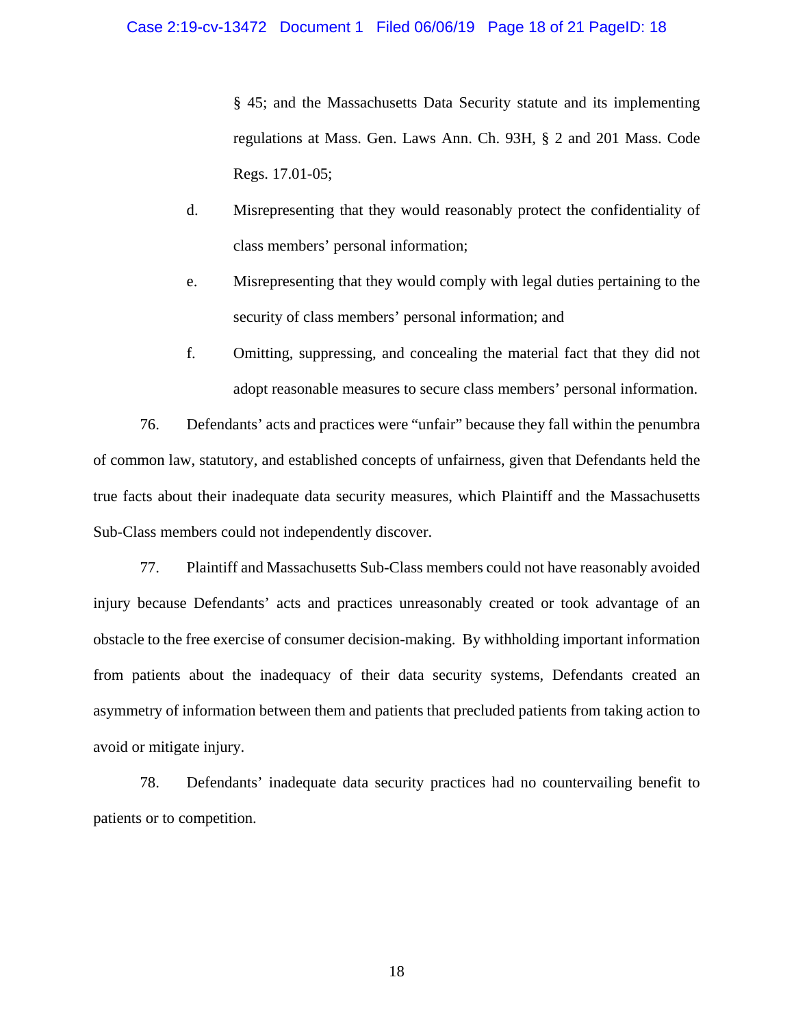§ 45; and the Massachusetts Data Security statute and its implementing regulations at Mass. Gen. Laws Ann. Ch. 93H, § 2 and 201 Mass. Code Regs. 17.01-05;

d. Misrepresenting that they would reasonably protect the confidentiality of class members' personal information;

e. Misrepresenting that they would comply with legal duties pertaining to the security of class members' personal information; and

f. Omitting, suppressing, and concealing the material fact that they did not adopt reasonable measures to secure class members' personal information.

76. Defendants' acts and practices were "unfair" because they fall within the penumbra of common law, statutory, and established concepts of unfairness, given that Defendants held the true facts about their inadequate data security measures, which Plaintiff and the Massachusetts Sub-Class members could not independently discover.

77. Plaintiff and Massachusetts Sub-Class members could not have reasonably avoided injury because Defendants' acts and practices unreasonably created or took advantage of an obstacle to the free exercise of consumer decision-making. By withholding important information from patients about the inadequacy of their data security systems, Defendants created an asymmetry of information between them and patients that precluded patients from taking action to avoid or mitigate injury.

78. Defendants' inadequate data security practices had no countervailing benefit to patients or to competition.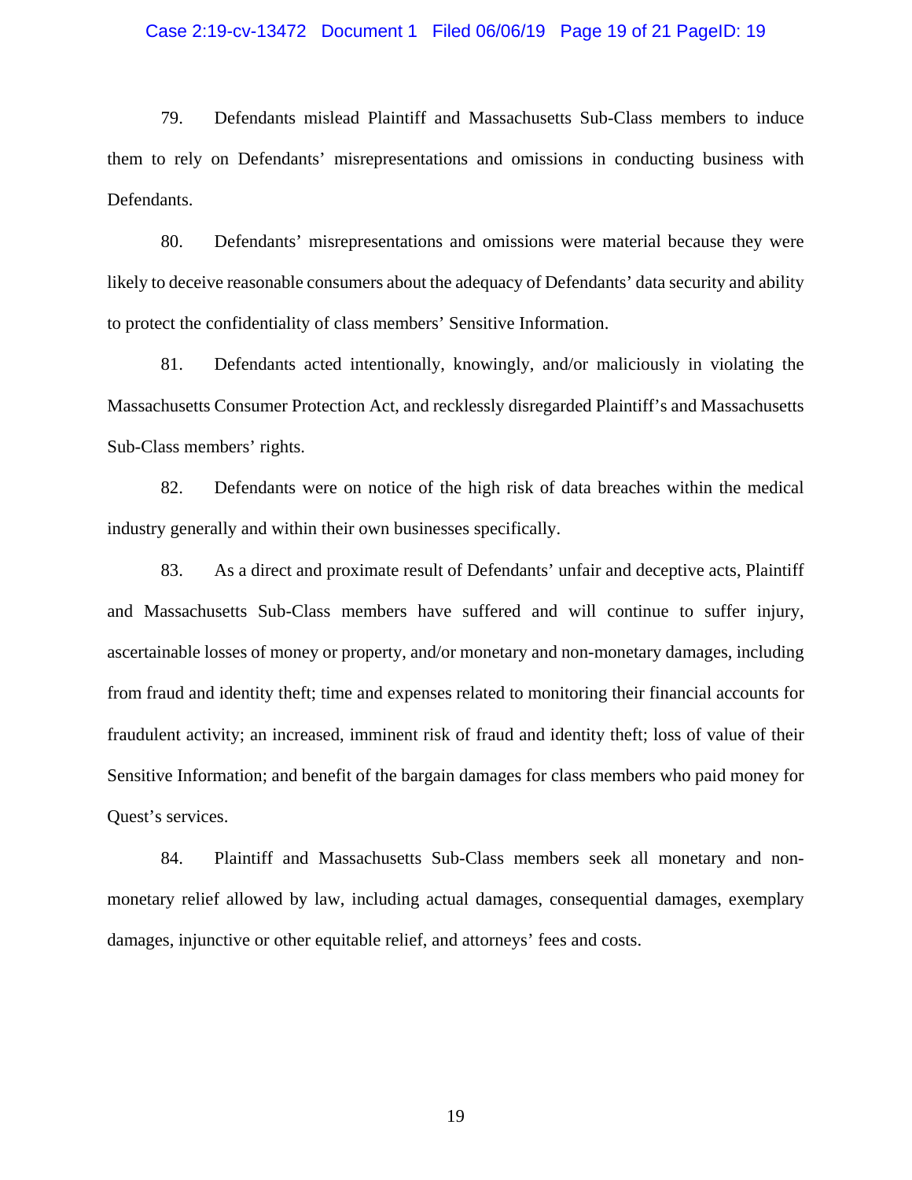79. Defendants mislead Plaintiff and Massachusetts Sub-Class members to induce them to rely on Defendants' misrepresentations and omissions in conducting business with Defendants.

80. Defendants' misrepresentations and omissions were material because they were likely to deceive reasonable consumers about the adequacy of Defendants' data security and ability to protect the confidentiality of class members' Sensitive Information.

81. Defendants acted intentionally, knowingly, and/or maliciously in violating the Massachusetts Consumer Protection Act, and recklessly disregarded Plaintiff's and Massachusetts Sub-Class members' rights.

82. Defendants were on notice of the high risk of data breaches within the medical industry generally and within their own businesses specifically.

83. As a direct and proximate result of Defendants' unfair and deceptive acts, Plaintiff and Massachusetts Sub-Class members have suffered and will continue to suffer injury, ascertainable losses of money or property, and/or monetary and non-monetary damages, including from fraud and identity theft; time and expenses related to monitoring their financial accounts for fraudulent activity; an increased, imminent risk of fraud and identity theft; loss of value of their Sensitive Information; and benefit of the bargain damages for class members who paid money for Quest's services.

84. Plaintiff and Massachusetts Sub-Class members seek all monetary and non-monetary relief allowed by law, including actual damages, consequential damages, exemplary damages, injunctive or other equitable relief, and attorneys' fees and costs.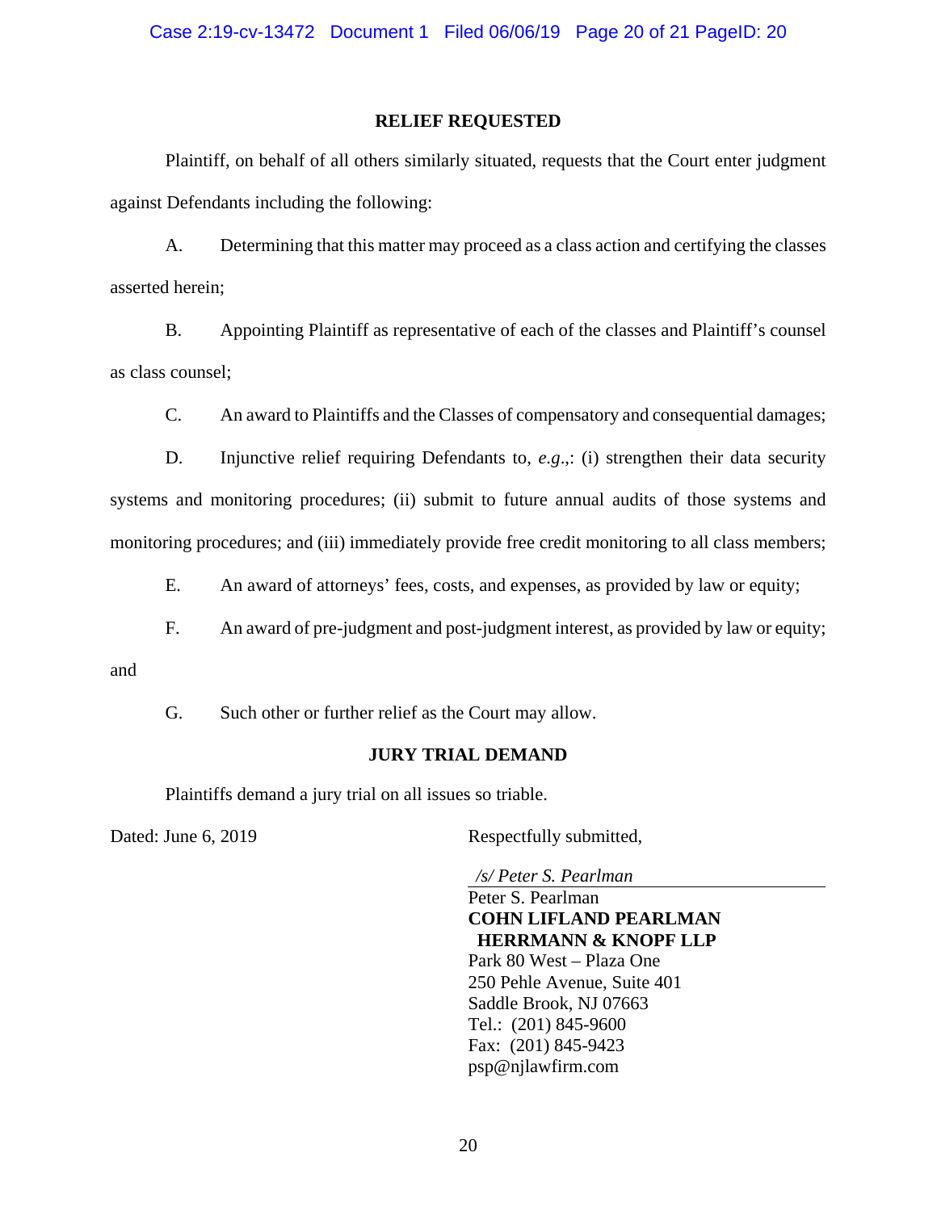## RELIEF REQUESTED

Plaintiff, on behalf of all others similarly situated, requests that the Court enter judgment against Defendants including the following:

A. Determining that this matter may proceed as a class action and certifying the classes asserted herein;

B. Appointing Plaintiff as representative of each of the classes and Plaintiff's counsel as class counsel;

C. An award to Plaintiffs and the Classes of compensatory and consequential damages;

D. Injunctive relief requiring Defendants to, *e.g*.,: (i) strengthen their data security systems and monitoring procedures; (ii) submit to future annual audits of those systems and monitoring procedures; and (iii) immediately provide free credit monitoring to all class members;

E. An award of attorneys' fees, costs, and expenses, as provided by law or equity;

F. An award of pre-judgment and post-judgment interest, as provided by law or equity; and

G. Such other or further relief as the Court may allow.

## JURY TRIAL DEMAND

Plaintiffs demand a jury trial on all issues so triable.

Dated: June 6, 2019

Respectfully submitted,

*/s/ Peter S. Pearlman*

Peter S. Pearlman
**COHN LIFLAND PEARLMAN HERRMANN & KNOPF LLP**
Park 80 West – Plaza One
250 Pehle Avenue, Suite 401
Saddle Brook, NJ 07663
Tel.: (201) 845-9600
Fax: (201) 845-9423
psp@njlawfirm.com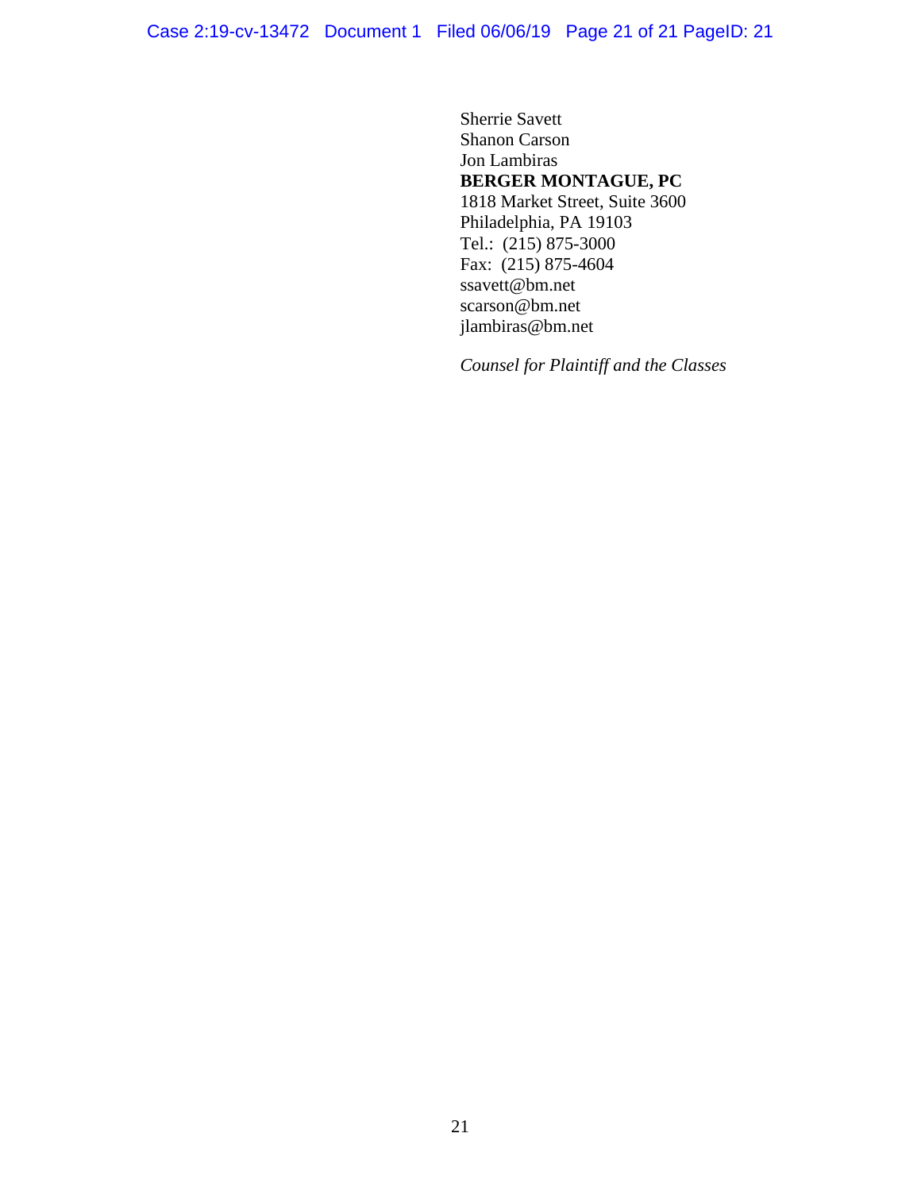Sherrie Savett
Shanon Carson
Jon Lambiras
**BERGER MONTAGUE, PC**
1818 Market Street, Suite 3600
Philadelphia, PA 19103
Tel.: (215) 875-3000
Fax: (215) 875-4604
ssavett@bm.net
scarson@bm.net
jlambiras@bm.net

*Counsel for Plaintiff and the Classes*